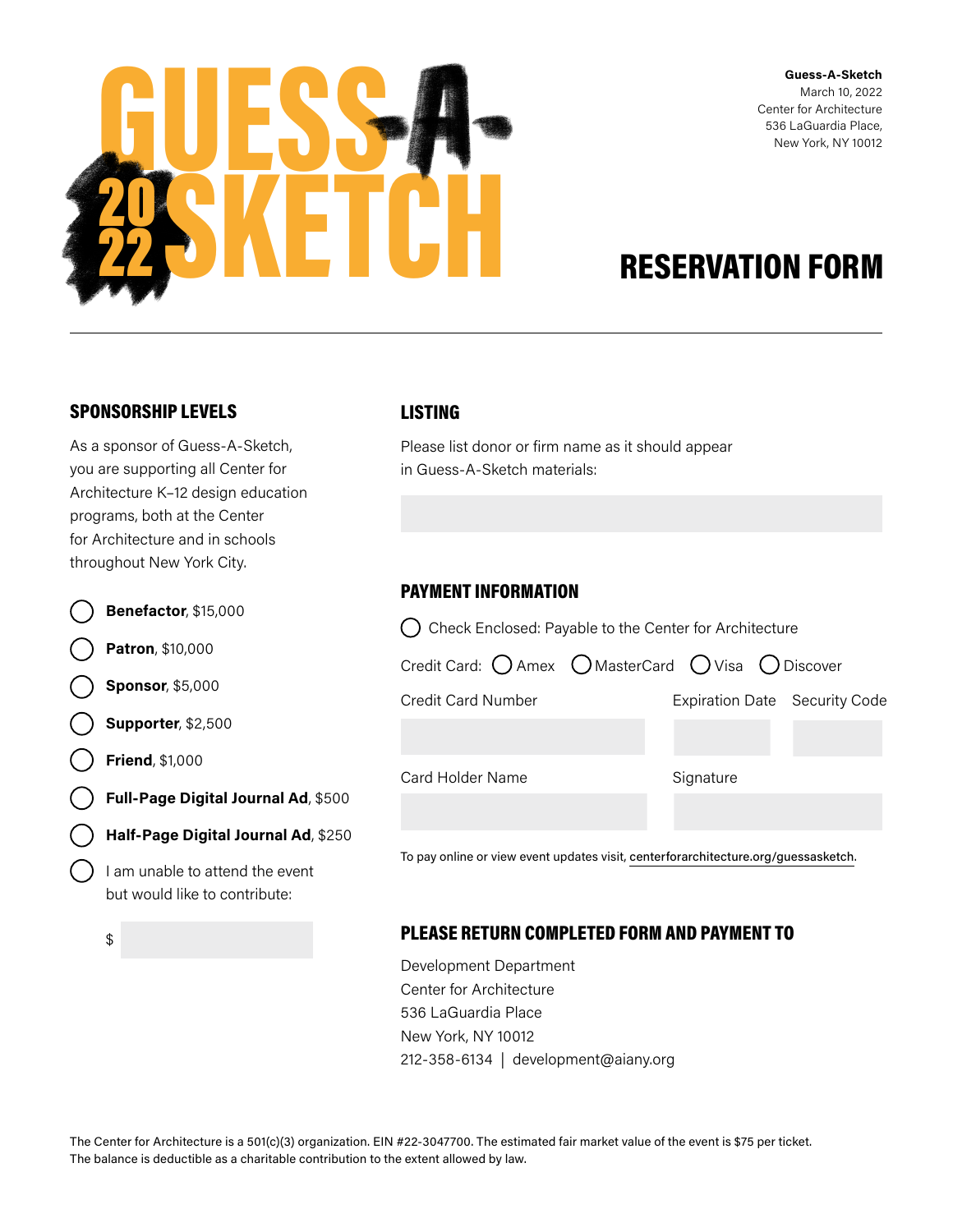# GUESS-A-SKETCH 2022

**Guess-A-Sketch**
March 10, 2022
Center for Architecture
536 LaGuardia Place,
New York, NY 10012

# RESERVATION FORM

## SPONSORSHIP LEVELS

As a sponsor of Guess-A-Sketch, you are supporting all Center for Architecture K–12 design education programs, both at the Center for Architecture and in schools throughout New York City.

- ◯ **Benefactor**, $15,000
- ◯ **Patron**, $10,000
- ◯ **Sponsor**, $5,000
- ◯ **Supporter**, $2,500
- ◯ **Friend**, $1,000
- ◯ **Full-Page Digital Journal Ad**, $500
- ◯ **Half-Page Digital Journal Ad**, $250
- ◯ I am unable to attend the event but would like to contribute:

$ ____________

## LISTING

Please list donor or firm name as it should appear in Guess-A-Sketch materials:

____________

## PAYMENT INFORMATION

◯ Check Enclosed: Payable to the Center for Architecture

Credit Card: ◯ Amex ◯ MasterCard ◯ Visa ◯ Discover

Credit Card Number ____________ Expiration Date ____________ Security Code ____________

Card Holder Name ____________ Signature ____________

To pay online or view event updates visit, centerforarchitecture.org/guessasketch.

## PLEASE RETURN COMPLETED FORM AND PAYMENT TO

Development Department
Center for Architecture
536 LaGuardia Place
New York, NY 10012
212-358-6134 | development@aiany.org

The Center for Architecture is a 501(c)(3) organization. EIN #22-3047700. The estimated fair market value of the event is $75 per ticket. The balance is deductible as a charitable contribution to the extent allowed by law.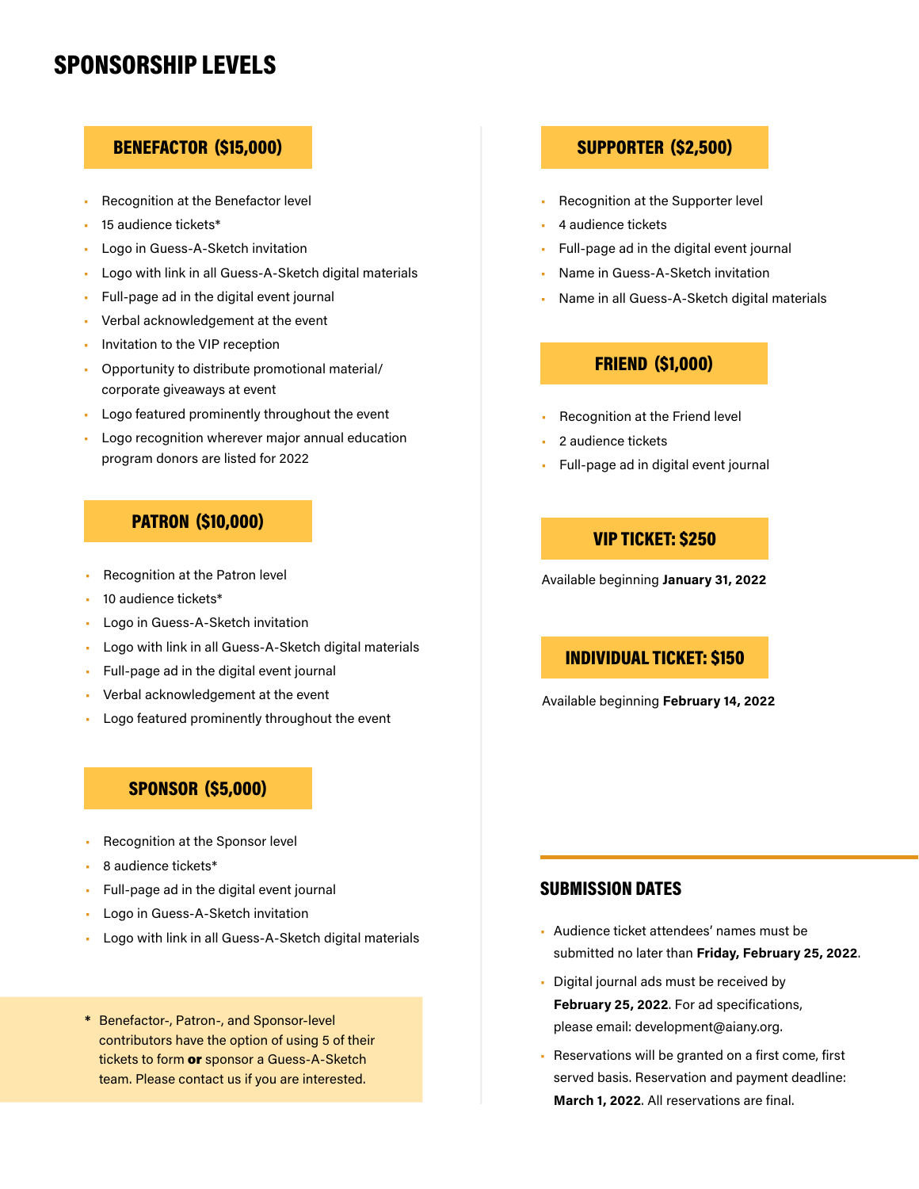# SPONSORSHIP LEVELS

## BENEFACTOR ($15,000)

- Recognition at the Benefactor level
- 15 audience tickets*
- Logo in Guess-A-Sketch invitation
- Logo with link in all Guess-A-Sketch digital materials
- Full-page ad in the digital event journal
- Verbal acknowledgement at the event
- Invitation to the VIP reception
- Opportunity to distribute promotional material/ corporate giveaways at event
- Logo featured prominently throughout the event
- Logo recognition wherever major annual education program donors are listed for 2022

## PATRON ($10,000)

- Recognition at the Patron level
- 10 audience tickets*
- Logo in Guess-A-Sketch invitation
- Logo with link in all Guess-A-Sketch digital materials
- Full-page ad in the digital event journal
- Verbal acknowledgement at the event
- Logo featured prominently throughout the event

## SPONSOR ($5,000)

- Recognition at the Sponsor level
- 8 audience tickets*
- Full-page ad in the digital event journal
- Logo in Guess-A-Sketch invitation
- Logo with link in all Guess-A-Sketch digital materials

\* Benefactor-, Patron-, and Sponsor-level contributors have the option of using 5 of their tickets to form **or** sponsor a Guess-A-Sketch team. Please contact us if you are interested.

## SUPPORTER ($2,500)

- Recognition at the Supporter level
- 4 audience tickets
- Full-page ad in the digital event journal
- Name in Guess-A-Sketch invitation
- Name in all Guess-A-Sketch digital materials

## FRIEND ($1,000)

- Recognition at the Friend level
- 2 audience tickets
- Full-page ad in digital event journal

## VIP TICKET: $250

Available beginning **January 31, 2022**

## INDIVIDUAL TICKET: $150

Available beginning **February 14, 2022**

## SUBMISSION DATES

- Audience ticket attendees' names must be submitted no later than **Friday, February 25, 2022**.
- Digital journal ads must be received by **February 25, 2022**. For ad specifications, please email: development@aiany.org.
- Reservations will be granted on a first come, first served basis. Reservation and payment deadline: **March 1, 2022**. All reservations are final.